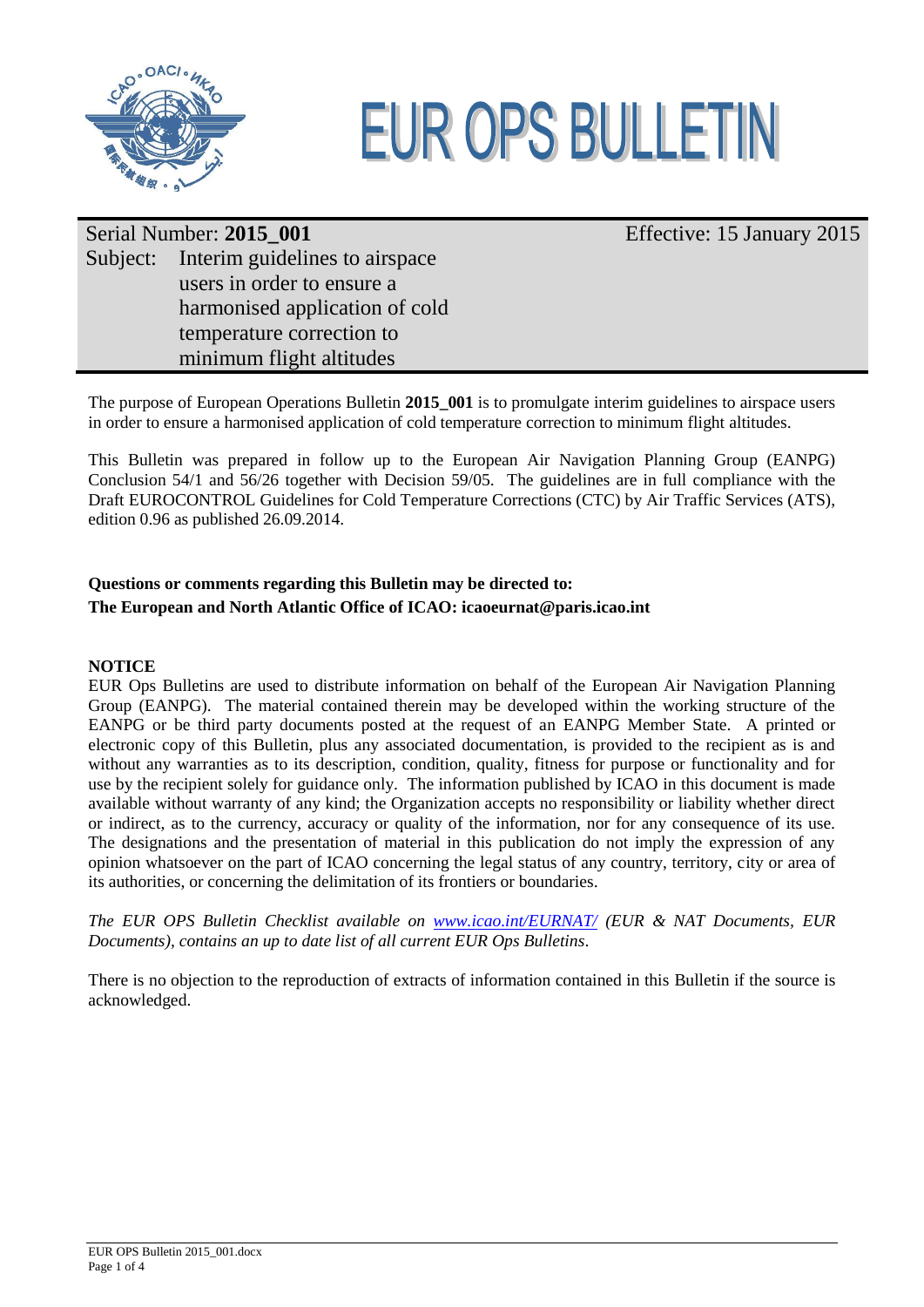# EUR OPS BULLETIN

| Serial Number: **2015_001** | Effective: 15 January 2015 |
| --- | --- |
| Subject: Interim guidelines to airspace users in order to ensure a harmonised application of cold temperature correction to minimum flight altitudes | |

The purpose of European Operations Bulletin **2015_001** is to promulgate interim guidelines to airspace users in order to ensure a harmonised application of cold temperature correction to minimum flight altitudes.

This Bulletin was prepared in follow up to the European Air Navigation Planning Group (EANPG) Conclusion 54/1 and 56/26 together with Decision 59/05. The guidelines are in full compliance with the Draft EUROCONTROL Guidelines for Cold Temperature Corrections (CTC) by Air Traffic Services (ATS), edition 0.96 as published 26.09.2014.

**Questions or comments regarding this Bulletin may be directed to:**
**The European and North Atlantic Office of ICAO: icaoeurnat@paris.icao.int**

**NOTICE**
EUR Ops Bulletins are used to distribute information on behalf of the European Air Navigation Planning Group (EANPG). The material contained therein may be developed within the working structure of the EANPG or be third party documents posted at the request of an EANPG Member State. A printed or electronic copy of this Bulletin, plus any associated documentation, is provided to the recipient as is and without any warranties as to its description, condition, quality, fitness for purpose or functionality and for use by the recipient solely for guidance only. The information published by ICAO in this document is made available without warranty of any kind; the Organization accepts no responsibility or liability whether direct or indirect, as to the currency, accuracy or quality of the information, nor for any consequence of its use. The designations and the presentation of material in this publication do not imply the expression of any opinion whatsoever on the part of ICAO concerning the legal status of any country, territory, city or area of its authorities, or concerning the delimitation of its frontiers or boundaries.

*The EUR OPS Bulletin Checklist available on [www.icao.int/EURNAT/](www.icao.int/EURNAT/) (EUR & NAT Documents, EUR Documents), contains an up to date list of all current EUR Ops Bulletins*.

There is no objection to the reproduction of extracts of information contained in this Bulletin if the source is acknowledged.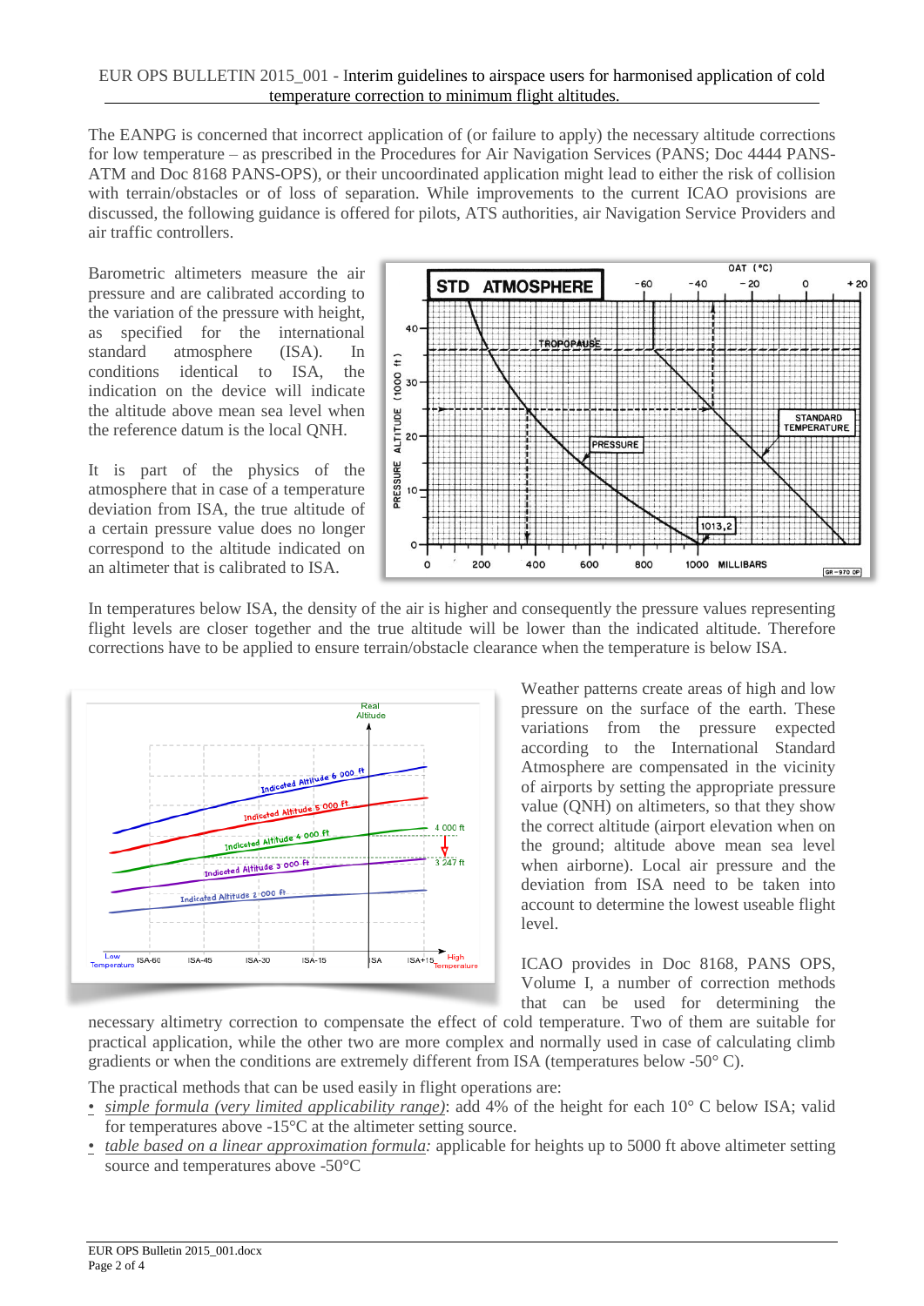The EANPG is concerned that incorrect application of (or failure to apply) the necessary altitude corrections for low temperature – as prescribed in the Procedures for Air Navigation Services (PANS; Doc 4444 PANS-ATM and Doc 8168 PANS-OPS), or their uncoordinated application might lead to either the risk of collision with terrain/obstacles or of loss of separation. While improvements to the current ICAO provisions are discussed, the following guidance is offered for pilots, ATS authorities, air Navigation Service Providers and air traffic controllers.

Barometric altimeters measure the air pressure and are calibrated according to the variation of the pressure with height, as specified for the international standard atmosphere (ISA). In conditions identical to ISA, the indication on the device will indicate the altitude above mean sea level when the reference datum is the local QNH.

It is part of the physics of the atmosphere that in case of a temperature deviation from ISA, the true altitude of a certain pressure value does no longer correspond to the altitude indicated on an altimeter that is calibrated to ISA.

In temperatures below ISA, the density of the air is higher and consequently the pressure values representing flight levels are closer together and the true altitude will be lower than the indicated altitude. Therefore corrections have to be applied to ensure terrain/obstacle clearance when the temperature is below ISA.

Weather patterns create areas of high and low pressure on the surface of the earth. These variations from the pressure expected according to the International Standard Atmosphere are compensated in the vicinity of airports by setting the appropriate pressure value (QNH) on altimeters, so that they show the correct altitude (airport elevation when on the ground; altitude above mean sea level when airborne). Local air pressure and the deviation from ISA need to be taken into account to determine the lowest useable flight level.

ICAO provides in Doc 8168, PANS OPS, Volume I, a number of correction methods that can be used for determining the necessary altimetry correction to compensate the effect of cold temperature. Two of them are suitable for practical application, while the other two are more complex and normally used in case of calculating climb gradients or when the conditions are extremely different from ISA (temperatures below -50° C).

The practical methods that can be used easily in flight operations are:

- *simple formula (very limited applicability range)*: add 4% of the height for each 10° C below ISA; valid for temperatures above -15°C at the altimeter setting source.
- *table based on a linear approximation formula:* applicable for heights up to 5000 ft above altimeter setting source and temperatures above -50°C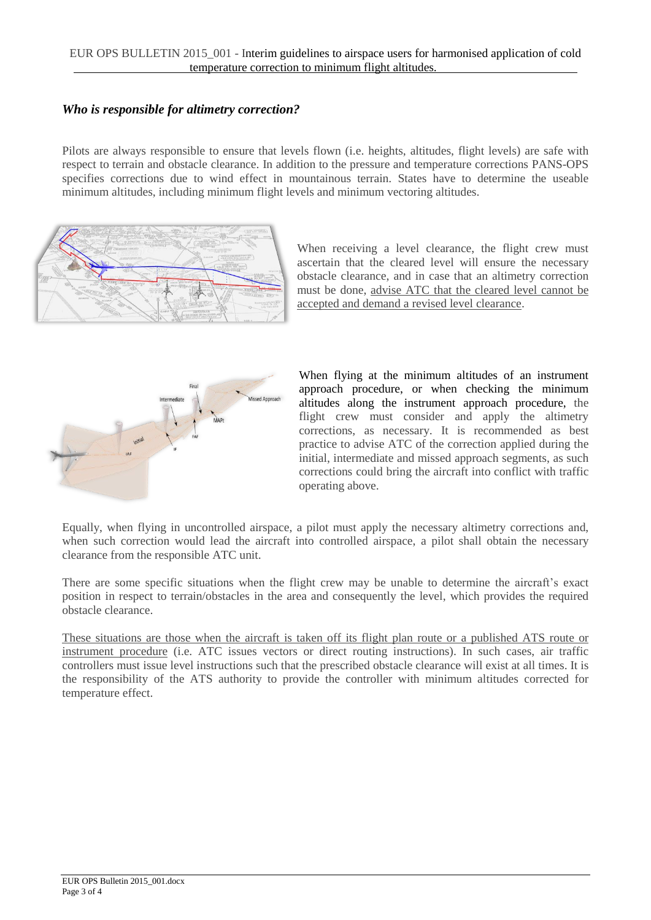### *Who is responsible for altimetry correction?*

Pilots are always responsible to ensure that levels flown (i.e. heights, altitudes, flight levels) are safe with respect to terrain and obstacle clearance. In addition to the pressure and temperature corrections PANS-OPS specifies corrections due to wind effect in mountainous terrain. States have to determine the useable minimum altitudes, including minimum flight levels and minimum vectoring altitudes.

When receiving a level clearance, the flight crew must ascertain that the cleared level will ensure the necessary obstacle clearance, and in case that an altimetry correction must be done, advise ATC that the cleared level cannot be accepted and demand a revised level clearance.

When flying at the minimum altitudes of an instrument approach procedure, or when checking the minimum altitudes along the instrument approach procedure, the flight crew must consider and apply the altimetry corrections, as necessary. It is recommended as best practice to advise ATC of the correction applied during the initial, intermediate and missed approach segments, as such corrections could bring the aircraft into conflict with traffic operating above.

Equally, when flying in uncontrolled airspace, a pilot must apply the necessary altimetry corrections and, when such correction would lead the aircraft into controlled airspace, a pilot shall obtain the necessary clearance from the responsible ATC unit.

There are some specific situations when the flight crew may be unable to determine the aircraft's exact position in respect to terrain/obstacles in the area and consequently the level, which provides the required obstacle clearance.

These situations are those when the aircraft is taken off its flight plan route or a published ATS route or instrument procedure (i.e. ATC issues vectors or direct routing instructions). In such cases, air traffic controllers must issue level instructions such that the prescribed obstacle clearance will exist at all times. It is the responsibility of the ATS authority to provide the controller with minimum altitudes corrected for temperature effect.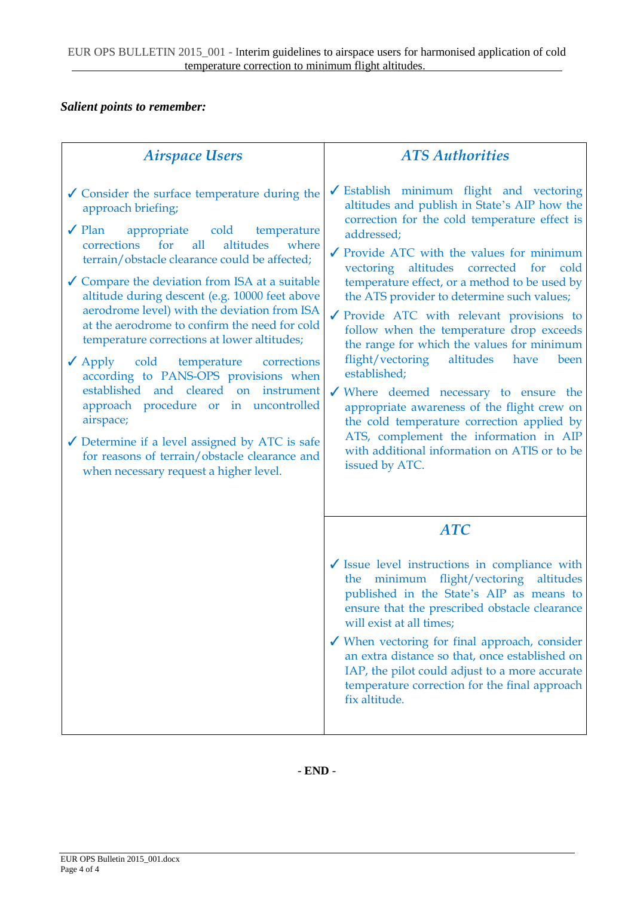***Salient points to remember:***

## *Airspace Users*

- ✓ Consider the surface temperature during the approach briefing;
- ✓ Plan appropriate cold temperature corrections for all altitudes where terrain/obstacle clearance could be affected;
- ✓ Compare the deviation from ISA at a suitable altitude during descent (e.g. 10000 feet above aerodrome level) with the deviation from ISA at the aerodrome to confirm the need for cold temperature corrections at lower altitudes;
- ✓ Apply cold temperature corrections according to PANS-OPS provisions when established and cleared on instrument approach procedure or in uncontrolled airspace;
- ✓ Determine if a level assigned by ATC is safe for reasons of terrain/obstacle clearance and when necessary request a higher level.

## *ATS Authorities*

- ✓ Establish minimum flight and vectoring altitudes and publish in State's AIP how the correction for the cold temperature effect is addressed;
- ✓ Provide ATC with the values for minimum vectoring altitudes corrected for cold temperature effect, or a method to be used by the ATS provider to determine such values;
- ✓ Provide ATC with relevant provisions to follow when the temperature drop exceeds the range for which the values for minimum flight/vectoring altitudes have been established;
- ✓ Where deemed necessary to ensure the appropriate awareness of the flight crew on the cold temperature correction applied by ATS, complement the information in AIP with additional information on ATIS or to be issued by ATC.

## *ATC*

- ✓ Issue level instructions in compliance with the minimum flight/vectoring altitudes published in the State's AIP as means to ensure that the prescribed obstacle clearance will exist at all times;
- ✓ When vectoring for final approach, consider an extra distance so that, once established on IAP, the pilot could adjust to a more accurate temperature correction for the final approach fix altitude.

**- END -**